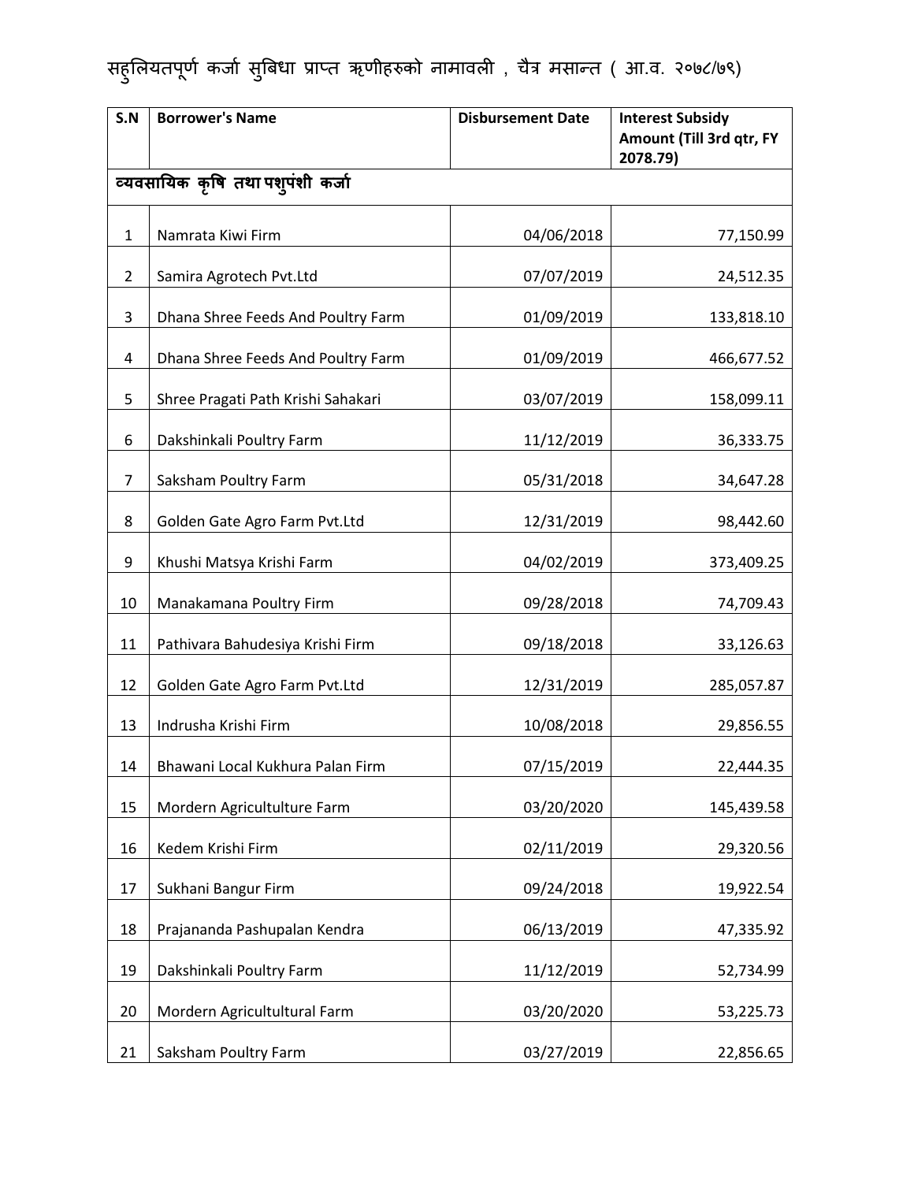# सहुलियतपूर्ण कर्जा सुबिधा प्राप्त ऋणीहरुको नामावली , चैत्र मसान्त ( आ.व. २०७८/७९)

| S.N | Borrower's Name | Disbursement Date | Interest Subsidy Amount (Till 3rd qtr, FY 2078.79) |
|---|---|---|---|
| **व्यवसायिक कृषि तथा पशुपंशी कर्जा** | | | |
| 1 | Namrata Kiwi Firm | 04/06/2018 | 77,150.99 |
| 2 | Samira Agrotech Pvt.Ltd | 07/07/2019 | 24,512.35 |
| 3 | Dhana Shree Feeds And Poultry Farm | 01/09/2019 | 133,818.10 |
| 4 | Dhana Shree Feeds And Poultry Farm | 01/09/2019 | 466,677.52 |
| 5 | Shree Pragati Path Krishi Sahakari | 03/07/2019 | 158,099.11 |
| 6 | Dakshinkali Poultry Farm | 11/12/2019 | 36,333.75 |
| 7 | Saksham Poultry Farm | 05/31/2018 | 34,647.28 |
| 8 | Golden Gate Agro Farm Pvt.Ltd | 12/31/2019 | 98,442.60 |
| 9 | Khushi Matsya Krishi Farm | 04/02/2019 | 373,409.25 |
| 10 | Manakamana Poultry Firm | 09/28/2018 | 74,709.43 |
| 11 | Pathivara Bahudesiya Krishi Firm | 09/18/2018 | 33,126.63 |
| 12 | Golden Gate Agro Farm Pvt.Ltd | 12/31/2019 | 285,057.87 |
| 13 | Indrusha Krishi Firm | 10/08/2018 | 29,856.55 |
| 14 | Bhawani Local Kukhura Palan Firm | 07/15/2019 | 22,444.35 |
| 15 | Mordern Agricultulture Farm | 03/20/2020 | 145,439.58 |
| 16 | Kedem Krishi Firm | 02/11/2019 | 29,320.56 |
| 17 | Sukhani Bangur Firm | 09/24/2018 | 19,922.54 |
| 18 | Prajananda Pashupalan Kendra | 06/13/2019 | 47,335.92 |
| 19 | Dakshinkali Poultry Farm | 11/12/2019 | 52,734.99 |
| 20 | Mordern Agricultultural Farm | 03/20/2020 | 53,225.73 |
| 21 | Saksham Poultry Farm | 03/27/2019 | 22,856.65 |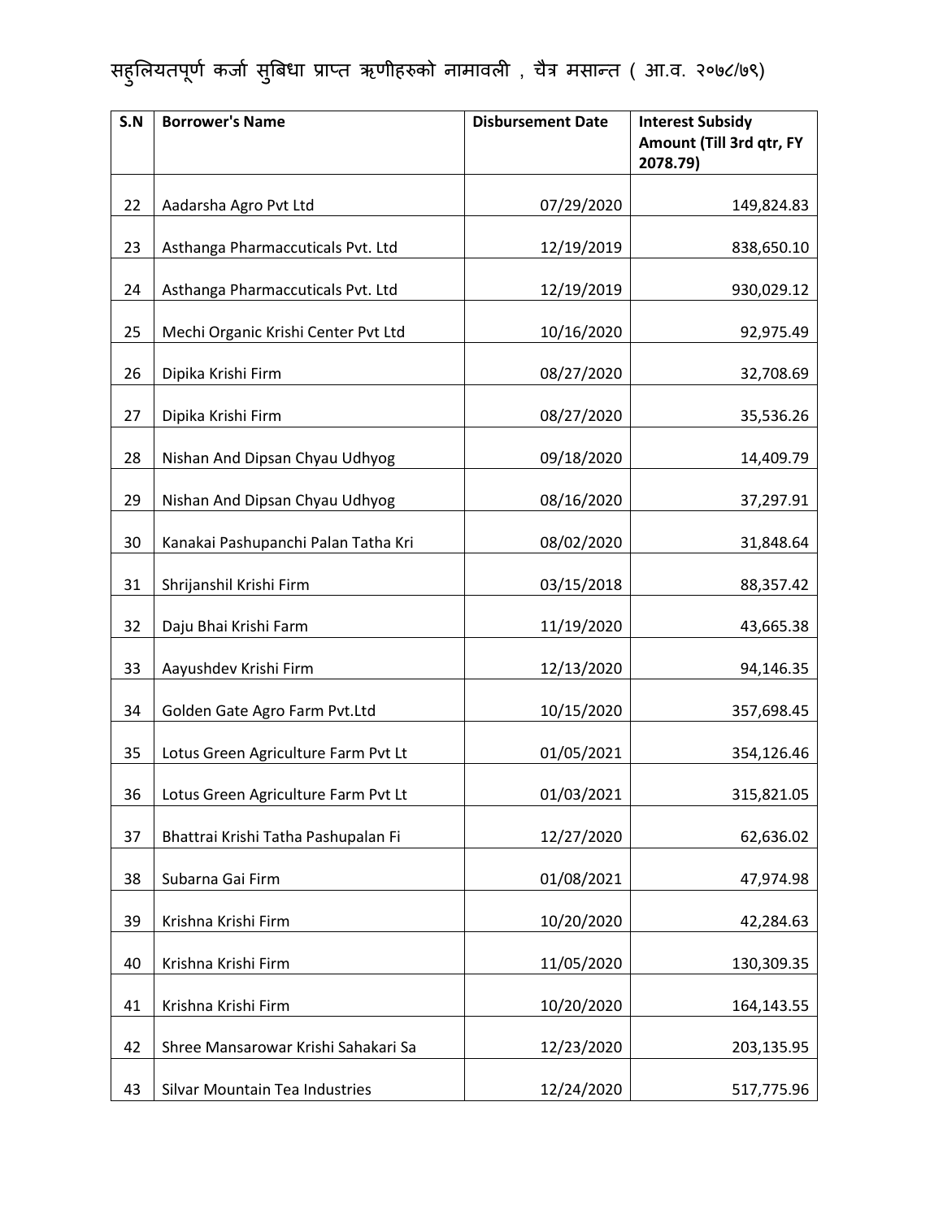सहुलियतपूर्ण कर्जा सुबिधा प्राप्त ऋणीहरुको नामावली , चैत्र मसान्त ( आ.व. २०७८/७९)

| S.N | Borrower's Name | Disbursement Date | Interest Subsidy Amount (Till 3rd qtr, FY 2078.79) |
|---|---|---|---|
| 22 | Aadarsha Agro Pvt Ltd | 07/29/2020 | 149,824.83 |
| 23 | Asthanga Pharmaccuticals Pvt. Ltd | 12/19/2019 | 838,650.10 |
| 24 | Asthanga Pharmaccuticals Pvt. Ltd | 12/19/2019 | 930,029.12 |
| 25 | Mechi Organic Krishi Center Pvt Ltd | 10/16/2020 | 92,975.49 |
| 26 | Dipika Krishi Firm | 08/27/2020 | 32,708.69 |
| 27 | Dipika Krishi Firm | 08/27/2020 | 35,536.26 |
| 28 | Nishan And Dipsan Chyau Udhyog | 09/18/2020 | 14,409.79 |
| 29 | Nishan And Dipsan Chyau Udhyog | 08/16/2020 | 37,297.91 |
| 30 | Kanakai Pashupanchi Palan Tatha Kri | 08/02/2020 | 31,848.64 |
| 31 | Shrijanshil Krishi Firm | 03/15/2018 | 88,357.42 |
| 32 | Daju Bhai Krishi Farm | 11/19/2020 | 43,665.38 |
| 33 | Aayushdev Krishi Firm | 12/13/2020 | 94,146.35 |
| 34 | Golden Gate Agro Farm Pvt.Ltd | 10/15/2020 | 357,698.45 |
| 35 | Lotus Green Agriculture Farm Pvt Lt | 01/05/2021 | 354,126.46 |
| 36 | Lotus Green Agriculture Farm Pvt Lt | 01/03/2021 | 315,821.05 |
| 37 | Bhattrai Krishi Tatha Pashupalan Fi | 12/27/2020 | 62,636.02 |
| 38 | Subarna Gai Firm | 01/08/2021 | 47,974.98 |
| 39 | Krishna Krishi Firm | 10/20/2020 | 42,284.63 |
| 40 | Krishna Krishi Firm | 11/05/2020 | 130,309.35 |
| 41 | Krishna Krishi Firm | 10/20/2020 | 164,143.55 |
| 42 | Shree Mansarowar Krishi Sahakari Sa | 12/23/2020 | 203,135.95 |
| 43 | Silvar Mountain Tea Industries | 12/24/2020 | 517,775.96 |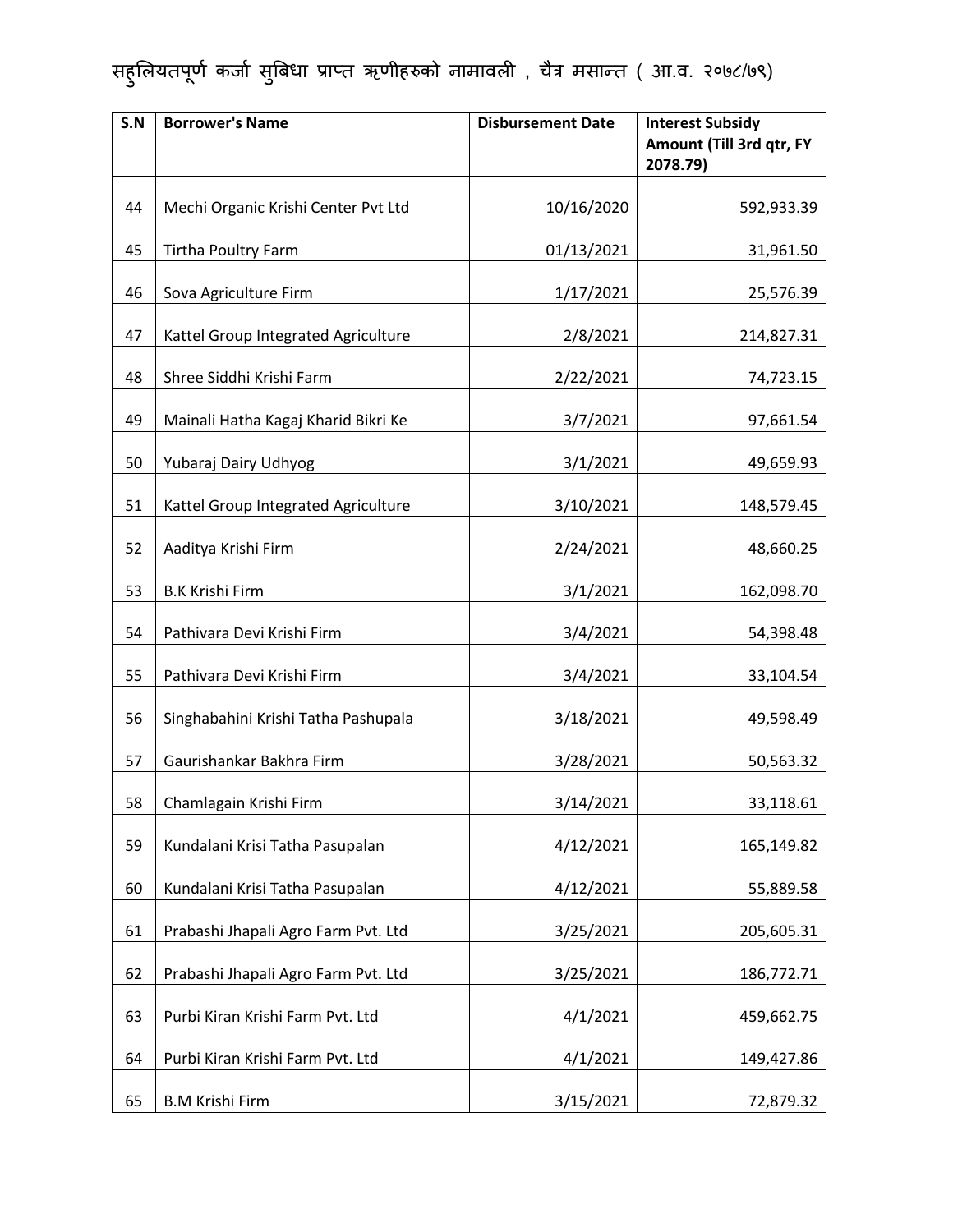सहुलियतपूर्ण कर्जा सुबिधा प्राप्त ऋणीहरुको नामावली , चैत्र मसान्त ( आ.व. २०७८/७९)

| S.N | Borrower's Name | Disbursement Date | Interest Subsidy Amount (Till 3rd qtr, FY 2078.79) |
|---|---|---|---|
| 44 | Mechi Organic Krishi Center Pvt Ltd | 10/16/2020 | 592,933.39 |
| 45 | Tirtha Poultry Farm | 01/13/2021 | 31,961.50 |
| 46 | Sova Agriculture Firm | 1/17/2021 | 25,576.39 |
| 47 | Kattel Group Integrated Agriculture | 2/8/2021 | 214,827.31 |
| 48 | Shree Siddhi Krishi Farm | 2/22/2021 | 74,723.15 |
| 49 | Mainali Hatha Kagaj Kharid Bikri Ke | 3/7/2021 | 97,661.54 |
| 50 | Yubaraj Dairy Udhyog | 3/1/2021 | 49,659.93 |
| 51 | Kattel Group Integrated Agriculture | 3/10/2021 | 148,579.45 |
| 52 | Aaditya Krishi Firm | 2/24/2021 | 48,660.25 |
| 53 | B.K Krishi Firm | 3/1/2021 | 162,098.70 |
| 54 | Pathivara Devi Krishi Firm | 3/4/2021 | 54,398.48 |
| 55 | Pathivara Devi Krishi Firm | 3/4/2021 | 33,104.54 |
| 56 | Singhabahini Krishi Tatha Pashupala | 3/18/2021 | 49,598.49 |
| 57 | Gaurishankar Bakhra Firm | 3/28/2021 | 50,563.32 |
| 58 | Chamlagain Krishi Firm | 3/14/2021 | 33,118.61 |
| 59 | Kundalani Krisi Tatha Pasupalan | 4/12/2021 | 165,149.82 |
| 60 | Kundalani Krisi Tatha Pasupalan | 4/12/2021 | 55,889.58 |
| 61 | Prabashi Jhapali Agro Farm Pvt. Ltd | 3/25/2021 | 205,605.31 |
| 62 | Prabashi Jhapali Agro Farm Pvt. Ltd | 3/25/2021 | 186,772.71 |
| 63 | Purbi Kiran Krishi Farm Pvt. Ltd | 4/1/2021 | 459,662.75 |
| 64 | Purbi Kiran Krishi Farm Pvt. Ltd | 4/1/2021 | 149,427.86 |
| 65 | B.M Krishi Firm | 3/15/2021 | 72,879.32 |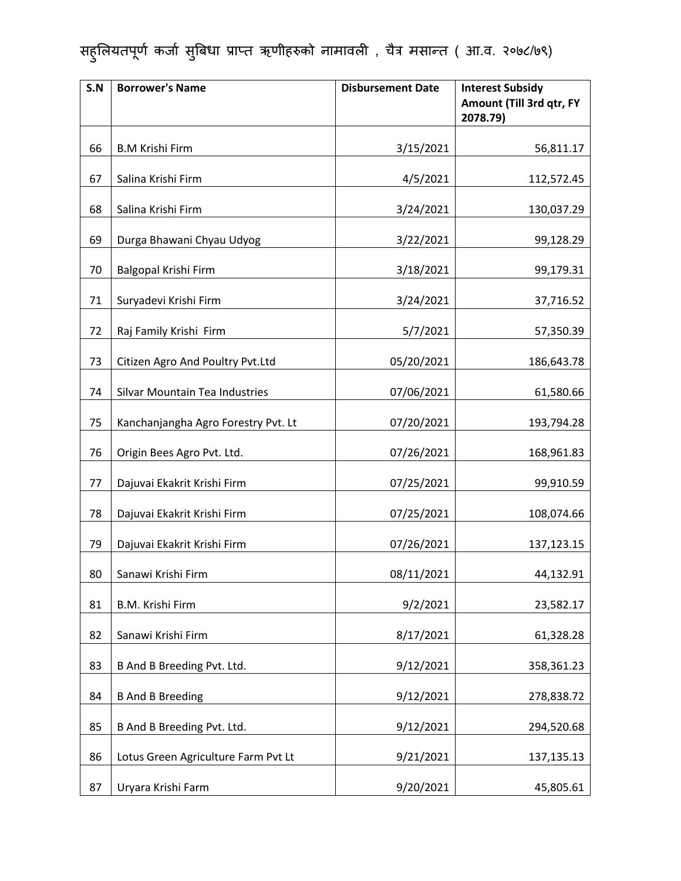# सहुलियतपूर्ण कर्जा सुबिधा प्राप्त ऋणीहरुको नामावली , चैत्र मसान्त ( आ.व. २०७८/७९)

| S.N | Borrower's Name | Disbursement Date | Interest Subsidy Amount (Till 3rd qtr, FY 2078.79) |
|---|---|---|---|
| 66 | B.M Krishi Firm | 3/15/2021 | 56,811.17 |
| 67 | Salina Krishi Firm | 4/5/2021 | 112,572.45 |
| 68 | Salina Krishi Firm | 3/24/2021 | 130,037.29 |
| 69 | Durga Bhawani Chyau Udyog | 3/22/2021 | 99,128.29 |
| 70 | Balgopal Krishi Firm | 3/18/2021 | 99,179.31 |
| 71 | Suryadevi Krishi Firm | 3/24/2021 | 37,716.52 |
| 72 | Raj Family Krishi Firm | 5/7/2021 | 57,350.39 |
| 73 | Citizen Agro And Poultry Pvt.Ltd | 05/20/2021 | 186,643.78 |
| 74 | Silvar Mountain Tea Industries | 07/06/2021 | 61,580.66 |
| 75 | Kanchanjangha Agro Forestry Pvt. Lt | 07/20/2021 | 193,794.28 |
| 76 | Origin Bees Agro Pvt. Ltd. | 07/26/2021 | 168,961.83 |
| 77 | Dajuvai Ekakrit Krishi Firm | 07/25/2021 | 99,910.59 |
| 78 | Dajuvai Ekakrit Krishi Firm | 07/25/2021 | 108,074.66 |
| 79 | Dajuvai Ekakrit Krishi Firm | 07/26/2021 | 137,123.15 |
| 80 | Sanawi Krishi Firm | 08/11/2021 | 44,132.91 |
| 81 | B.M. Krishi Firm | 9/2/2021 | 23,582.17 |
| 82 | Sanawi Krishi Firm | 8/17/2021 | 61,328.28 |
| 83 | B And B Breeding Pvt. Ltd. | 9/12/2021 | 358,361.23 |
| 84 | B And B Breeding | 9/12/2021 | 278,838.72 |
| 85 | B And B Breeding Pvt. Ltd. | 9/12/2021 | 294,520.68 |
| 86 | Lotus Green Agriculture Farm Pvt Lt | 9/21/2021 | 137,135.13 |
| 87 | Uryara Krishi Farm | 9/20/2021 | 45,805.61 |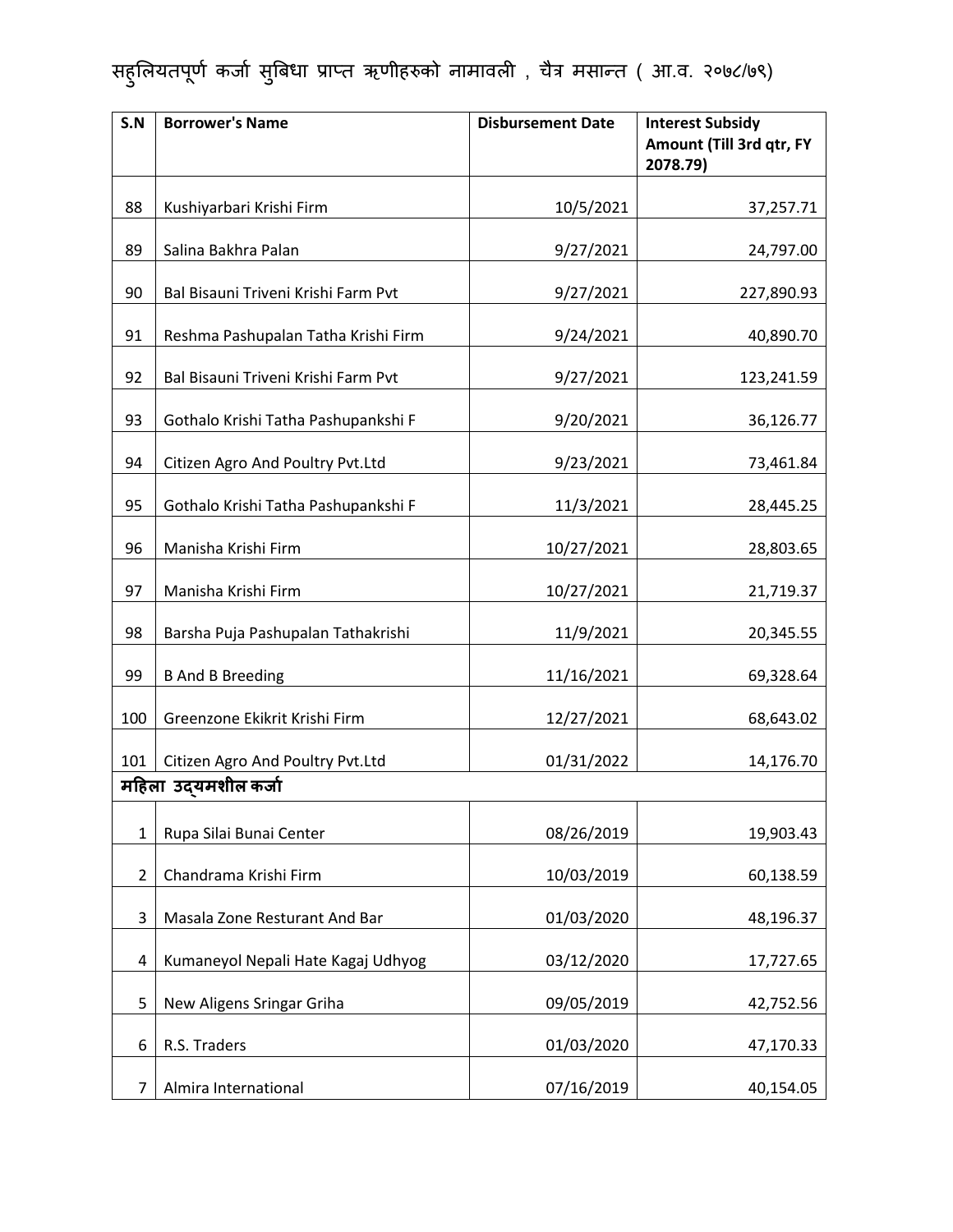# सहुलियतपूर्ण कर्जा सुबिधा प्राप्त ऋणीहरुको नामावली , चैत्र मसान्त ( आ.व. २०७८/७९)

| S.N | Borrower's Name | Disbursement Date | Interest Subsidy Amount (Till 3rd qtr, FY 2078.79) |
|---|---|---|---|
| 88 | Kushiyarbari Krishi Firm | 10/5/2021 | 37,257.71 |
| 89 | Salina Bakhra Palan | 9/27/2021 | 24,797.00 |
| 90 | Bal Bisauni Triveni Krishi Farm Pvt | 9/27/2021 | 227,890.93 |
| 91 | Reshma Pashupalan Tatha Krishi Firm | 9/24/2021 | 40,890.70 |
| 92 | Bal Bisauni Triveni Krishi Farm Pvt | 9/27/2021 | 123,241.59 |
| 93 | Gothalo Krishi Tatha Pashupankshi F | 9/20/2021 | 36,126.77 |
| 94 | Citizen Agro And Poultry Pvt.Ltd | 9/23/2021 | 73,461.84 |
| 95 | Gothalo Krishi Tatha Pashupankshi F | 11/3/2021 | 28,445.25 |
| 96 | Manisha Krishi Firm | 10/27/2021 | 28,803.65 |
| 97 | Manisha Krishi Firm | 10/27/2021 | 21,719.37 |
| 98 | Barsha Puja Pashupalan Tathakrishi | 11/9/2021 | 20,345.55 |
| 99 | B And B Breeding | 11/16/2021 | 69,328.64 |
| 100 | Greenzone Ekikrit Krishi Firm | 12/27/2021 | 68,643.02 |
| 101 | Citizen Agro And Poultry Pvt.Ltd | 01/31/2022 | 14,176.70 |
| **महिला उद्यमशील कर्जा** | | | |
| 1 | Rupa Silai Bunai Center | 08/26/2019 | 19,903.43 |
| 2 | Chandrama Krishi Firm | 10/03/2019 | 60,138.59 |
| 3 | Masala Zone Resturant And Bar | 01/03/2020 | 48,196.37 |
| 4 | Kumaneyol Nepali Hate Kagaj Udhyog | 03/12/2020 | 17,727.65 |
| 5 | New Aligens Sringar Griha | 09/05/2019 | 42,752.56 |
| 6 | R.S. Traders | 01/03/2020 | 47,170.33 |
| 7 | Almira International | 07/16/2019 | 40,154.05 |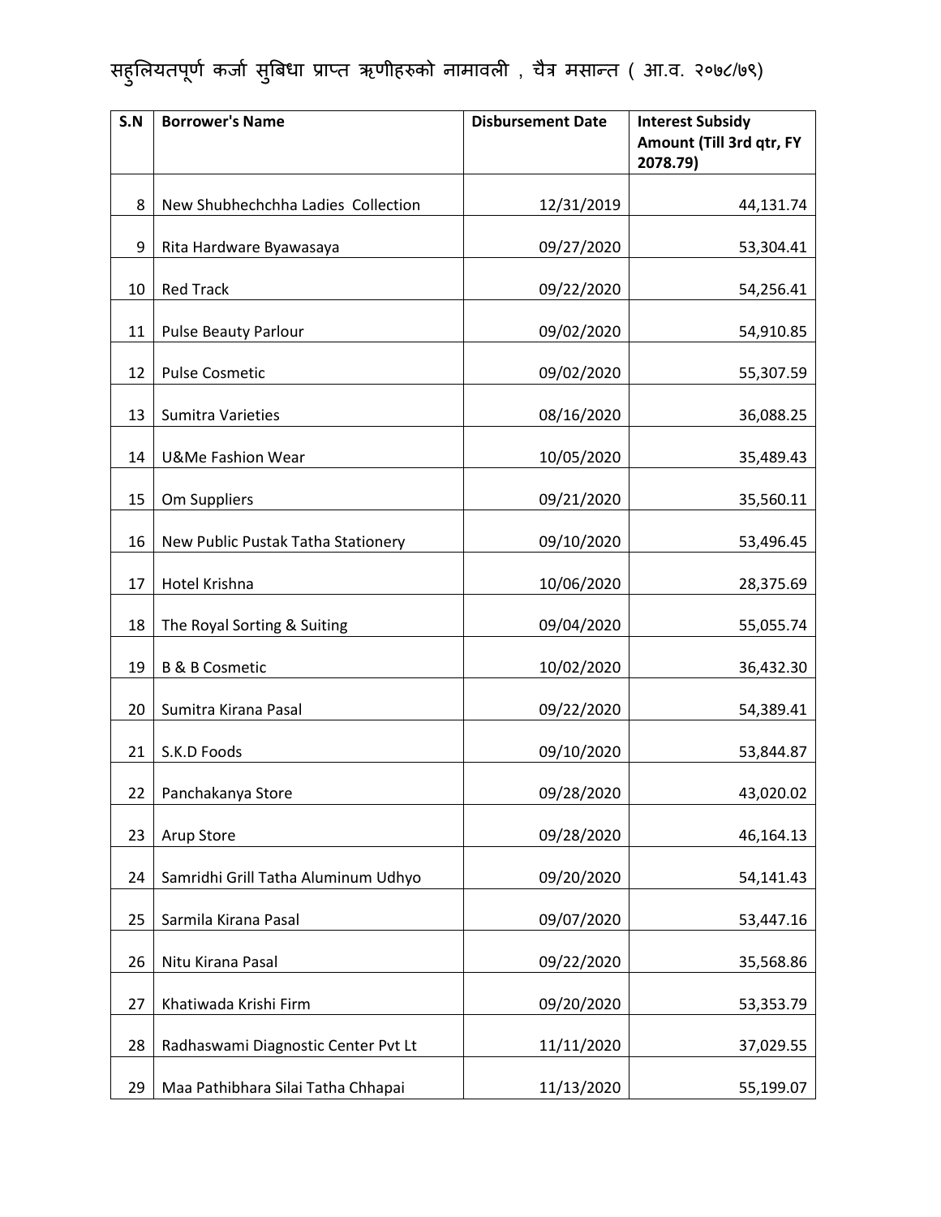सहुलियतपूर्ण कर्जा सुबिधा प्राप्त ऋणीहरुको नामावली , चैत्र मसान्त ( आ.व. २०७८/७९)

| S.N | Borrower's Name | Disbursement Date | Interest Subsidy Amount (Till 3rd qtr, FY 2078.79) |
|---|---|---|---|
| 8 | New Shubhechchha Ladies Collection | 12/31/2019 | 44,131.74 |
| 9 | Rita Hardware Byawasaya | 09/27/2020 | 53,304.41 |
| 10 | Red Track | 09/22/2020 | 54,256.41 |
| 11 | Pulse Beauty Parlour | 09/02/2020 | 54,910.85 |
| 12 | Pulse Cosmetic | 09/02/2020 | 55,307.59 |
| 13 | Sumitra Varieties | 08/16/2020 | 36,088.25 |
| 14 | U&Me Fashion Wear | 10/05/2020 | 35,489.43 |
| 15 | Om Suppliers | 09/21/2020 | 35,560.11 |
| 16 | New Public Pustak Tatha Stationery | 09/10/2020 | 53,496.45 |
| 17 | Hotel Krishna | 10/06/2020 | 28,375.69 |
| 18 | The Royal Sorting & Suiting | 09/04/2020 | 55,055.74 |
| 19 | B & B Cosmetic | 10/02/2020 | 36,432.30 |
| 20 | Sumitra Kirana Pasal | 09/22/2020 | 54,389.41 |
| 21 | S.K.D Foods | 09/10/2020 | 53,844.87 |
| 22 | Panchakanya Store | 09/28/2020 | 43,020.02 |
| 23 | Arup Store | 09/28/2020 | 46,164.13 |
| 24 | Samridhi Grill Tatha Aluminum Udhyo | 09/20/2020 | 54,141.43 |
| 25 | Sarmila Kirana Pasal | 09/07/2020 | 53,447.16 |
| 26 | Nitu Kirana Pasal | 09/22/2020 | 35,568.86 |
| 27 | Khatiwada Krishi Firm | 09/20/2020 | 53,353.79 |
| 28 | Radhaswami Diagnostic Center Pvt Lt | 11/11/2020 | 37,029.55 |
| 29 | Maa Pathibhara Silai Tatha Chhapai | 11/13/2020 | 55,199.07 |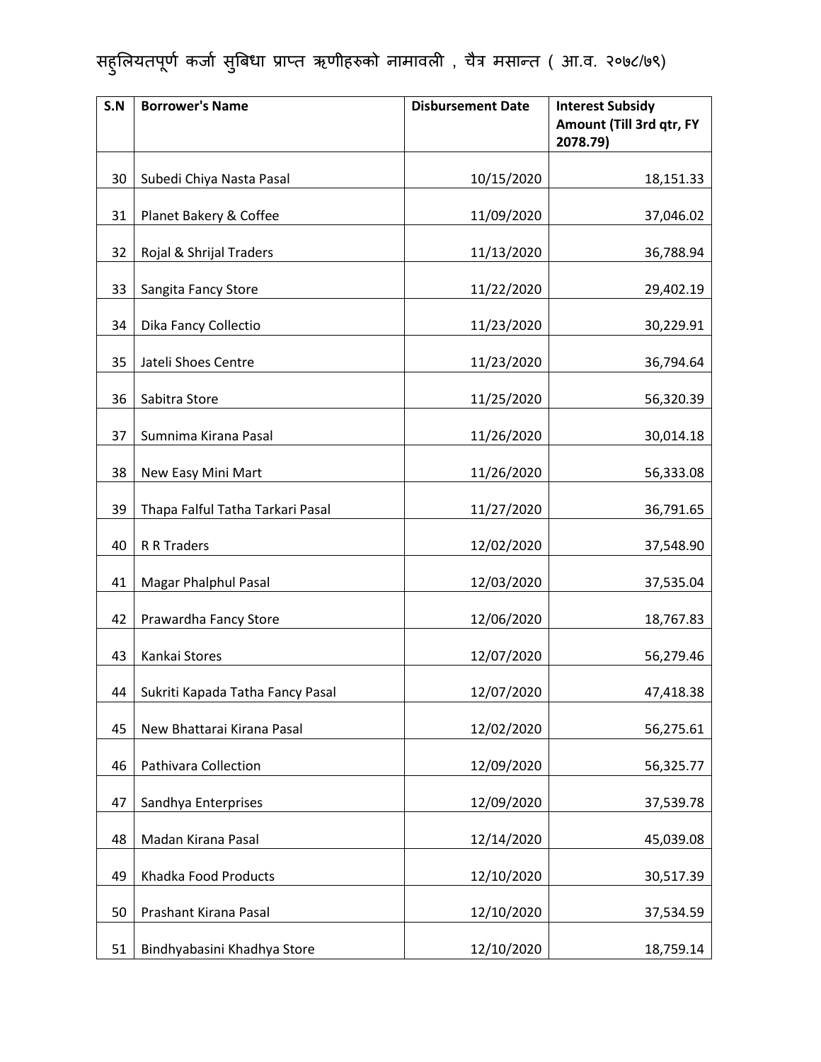सहुलियतपूर्ण कर्जा सुबिधा प्राप्त ऋणीहरुको नामावली , चैत्र मसान्त ( आ.व. २०७८/७९)

| S.N | Borrower's Name | Disbursement Date | Interest Subsidy Amount (Till 3rd qtr, FY 2078.79) |
|---|---|---|---|
| 30 | Subedi Chiya Nasta Pasal | 10/15/2020 | 18,151.33 |
| 31 | Planet Bakery & Coffee | 11/09/2020 | 37,046.02 |
| 32 | Rojal & Shrijal Traders | 11/13/2020 | 36,788.94 |
| 33 | Sangita Fancy Store | 11/22/2020 | 29,402.19 |
| 34 | Dika Fancy Collectio | 11/23/2020 | 30,229.91 |
| 35 | Jateli Shoes Centre | 11/23/2020 | 36,794.64 |
| 36 | Sabitra Store | 11/25/2020 | 56,320.39 |
| 37 | Sumnima Kirana Pasal | 11/26/2020 | 30,014.18 |
| 38 | New Easy Mini Mart | 11/26/2020 | 56,333.08 |
| 39 | Thapa Falful Tatha Tarkari Pasal | 11/27/2020 | 36,791.65 |
| 40 | R R Traders | 12/02/2020 | 37,548.90 |
| 41 | Magar Phalphul Pasal | 12/03/2020 | 37,535.04 |
| 42 | Prawardha Fancy Store | 12/06/2020 | 18,767.83 |
| 43 | Kankai Stores | 12/07/2020 | 56,279.46 |
| 44 | Sukriti Kapada Tatha Fancy Pasal | 12/07/2020 | 47,418.38 |
| 45 | New Bhattarai Kirana Pasal | 12/02/2020 | 56,275.61 |
| 46 | Pathivara Collection | 12/09/2020 | 56,325.77 |
| 47 | Sandhya Enterprises | 12/09/2020 | 37,539.78 |
| 48 | Madan Kirana Pasal | 12/14/2020 | 45,039.08 |
| 49 | Khadka Food Products | 12/10/2020 | 30,517.39 |
| 50 | Prashant Kirana Pasal | 12/10/2020 | 37,534.59 |
| 51 | Bindhyabasini Khadhya Store | 12/10/2020 | 18,759.14 |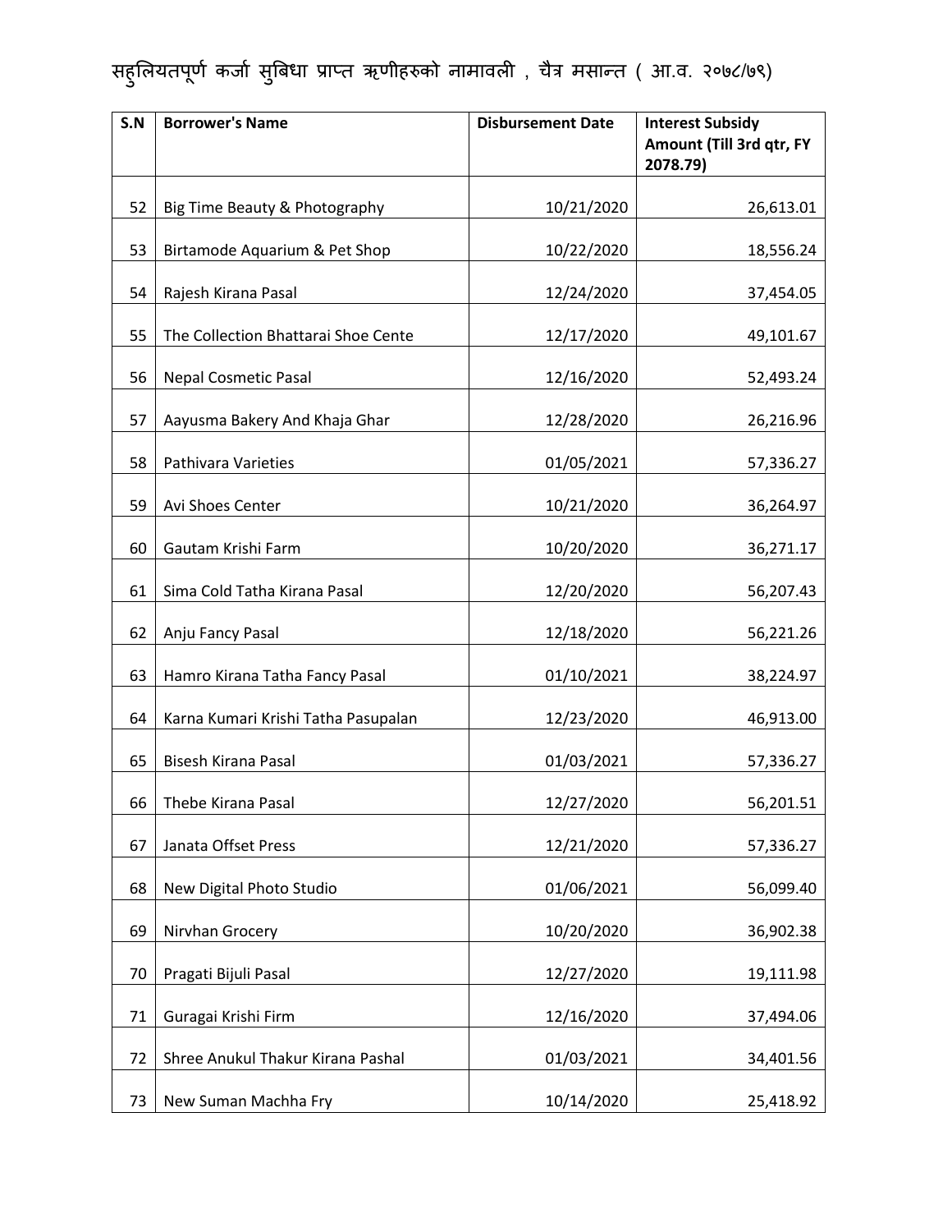सहुलियतपूर्ण कर्जा सुबिधा प्राप्त ऋणीहरुको नामावली , चैत्र मसान्त ( आ.व. २०७८/७९)

| S.N | Borrower's Name | Disbursement Date | Interest Subsidy Amount (Till 3rd qtr, FY 2078.79) |
|---|---|---|---|
| 52 | Big Time Beauty & Photography | 10/21/2020 | 26,613.01 |
| 53 | Birtamode Aquarium & Pet Shop | 10/22/2020 | 18,556.24 |
| 54 | Rajesh Kirana Pasal | 12/24/2020 | 37,454.05 |
| 55 | The Collection Bhattarai Shoe Cente | 12/17/2020 | 49,101.67 |
| 56 | Nepal Cosmetic Pasal | 12/16/2020 | 52,493.24 |
| 57 | Aayusma Bakery And Khaja Ghar | 12/28/2020 | 26,216.96 |
| 58 | Pathivara Varieties | 01/05/2021 | 57,336.27 |
| 59 | Avi Shoes Center | 10/21/2020 | 36,264.97 |
| 60 | Gautam Krishi Farm | 10/20/2020 | 36,271.17 |
| 61 | Sima Cold Tatha Kirana Pasal | 12/20/2020 | 56,207.43 |
| 62 | Anju Fancy Pasal | 12/18/2020 | 56,221.26 |
| 63 | Hamro Kirana Tatha Fancy Pasal | 01/10/2021 | 38,224.97 |
| 64 | Karna Kumari Krishi Tatha Pasupalan | 12/23/2020 | 46,913.00 |
| 65 | Bisesh Kirana Pasal | 01/03/2021 | 57,336.27 |
| 66 | Thebe Kirana Pasal | 12/27/2020 | 56,201.51 |
| 67 | Janata Offset Press | 12/21/2020 | 57,336.27 |
| 68 | New Digital Photo Studio | 01/06/2021 | 56,099.40 |
| 69 | Nirvhan Grocery | 10/20/2020 | 36,902.38 |
| 70 | Pragati Bijuli Pasal | 12/27/2020 | 19,111.98 |
| 71 | Guragai Krishi Firm | 12/16/2020 | 37,494.06 |
| 72 | Shree Anukul Thakur Kirana Pashal | 01/03/2021 | 34,401.56 |
| 73 | New Suman Machha Fry | 10/14/2020 | 25,418.92 |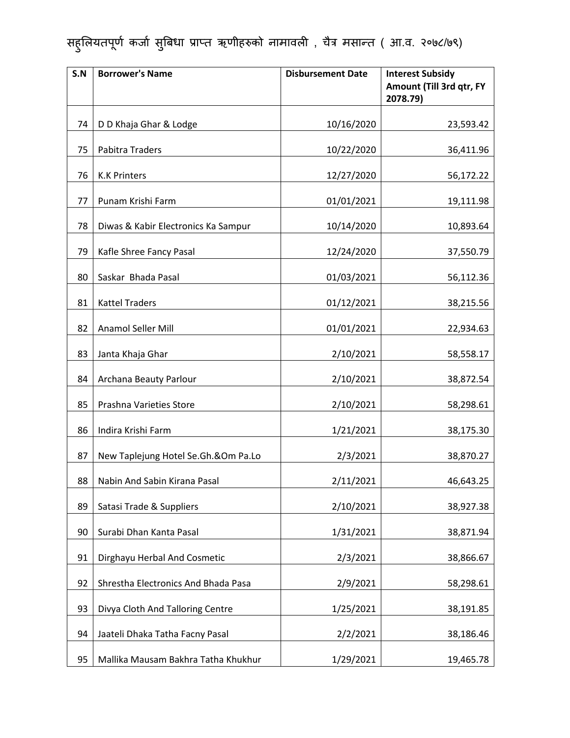सहुलियतपूर्ण कर्जा सुबिधा प्राप्त ऋणीहरुको नामावली , चैत्र मसान्त ( आ.व. २०७८/७९)

| S.N | Borrower's Name | Disbursement Date | Interest Subsidy Amount (Till 3rd qtr, FY 2078.79) |
|---|---|---|---|
| 74 | D D Khaja Ghar & Lodge | 10/16/2020 | 23,593.42 |
| 75 | Pabitra Traders | 10/22/2020 | 36,411.96 |
| 76 | K.K Printers | 12/27/2020 | 56,172.22 |
| 77 | Punam Krishi Farm | 01/01/2021 | 19,111.98 |
| 78 | Diwas & Kabir Electronics Ka Sampur | 10/14/2020 | 10,893.64 |
| 79 | Kafle Shree Fancy Pasal | 12/24/2020 | 37,550.79 |
| 80 | Saskar  Bhada Pasal | 01/03/2021 | 56,112.36 |
| 81 | Kattel Traders | 01/12/2021 | 38,215.56 |
| 82 | Anamol Seller Mill | 01/01/2021 | 22,934.63 |
| 83 | Janta Khaja Ghar | 2/10/2021 | 58,558.17 |
| 84 | Archana Beauty Parlour | 2/10/2021 | 38,872.54 |
| 85 | Prashna Varieties Store | 2/10/2021 | 58,298.61 |
| 86 | Indira Krishi Farm | 1/21/2021 | 38,175.30 |
| 87 | New Taplejung Hotel Se.Gh.&Om Pa.Lo | 2/3/2021 | 38,870.27 |
| 88 | Nabin And Sabin Kirana Pasal | 2/11/2021 | 46,643.25 |
| 89 | Satasi Trade & Suppliers | 2/10/2021 | 38,927.38 |
| 90 | Surabi Dhan Kanta Pasal | 1/31/2021 | 38,871.94 |
| 91 | Dirghayu Herbal And Cosmetic | 2/3/2021 | 38,866.67 |
| 92 | Shrestha Electronics And Bhada Pasa | 2/9/2021 | 58,298.61 |
| 93 | Divya Cloth And Talloring Centre | 1/25/2021 | 38,191.85 |
| 94 | Jaateli Dhaka Tatha Facny Pasal | 2/2/2021 | 38,186.46 |
| 95 | Mallika Mausam Bakhra Tatha Khukhur | 1/29/2021 | 19,465.78 |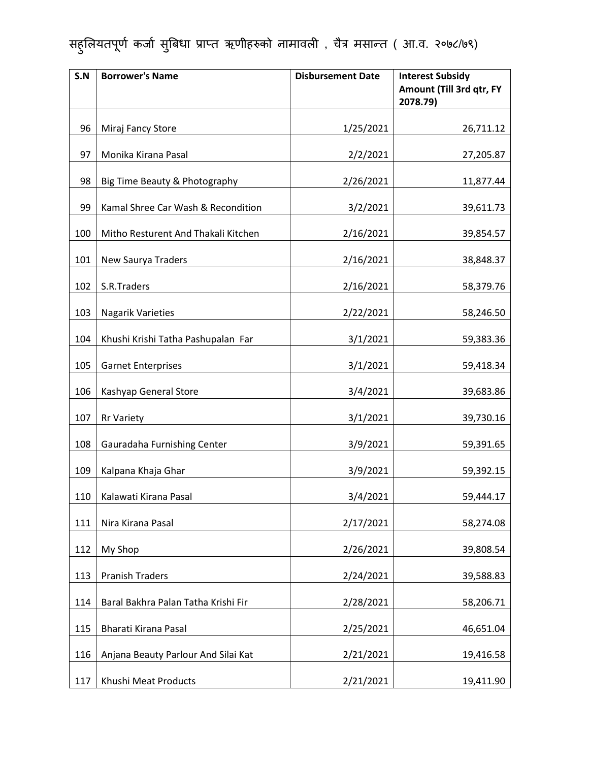सहुलियतपूर्ण कर्जा सुबिधा प्राप्त ऋणीहरुको नामावली , चैत्र मसान्त ( आ.व. २०७८/७९)

| S.N | Borrower's Name | Disbursement Date | Interest Subsidy Amount (Till 3rd qtr, FY 2078.79) |
|---|---|---|---|
| 96 | Miraj Fancy Store | 1/25/2021 | 26,711.12 |
| 97 | Monika Kirana Pasal | 2/2/2021 | 27,205.87 |
| 98 | Big Time Beauty & Photography | 2/26/2021 | 11,877.44 |
| 99 | Kamal Shree Car Wash & Recondition | 3/2/2021 | 39,611.73 |
| 100 | Mitho Resturent And Thakali Kitchen | 2/16/2021 | 39,854.57 |
| 101 | New Saurya Traders | 2/16/2021 | 38,848.37 |
| 102 | S.R.Traders | 2/16/2021 | 58,379.76 |
| 103 | Nagarik Varieties | 2/22/2021 | 58,246.50 |
| 104 | Khushi Krishi Tatha Pashupalan Far | 3/1/2021 | 59,383.36 |
| 105 | Garnet Enterprises | 3/1/2021 | 59,418.34 |
| 106 | Kashyap General Store | 3/4/2021 | 39,683.86 |
| 107 | Rr Variety | 3/1/2021 | 39,730.16 |
| 108 | Gauradaha Furnishing Center | 3/9/2021 | 59,391.65 |
| 109 | Kalpana Khaja Ghar | 3/9/2021 | 59,392.15 |
| 110 | Kalawati Kirana Pasal | 3/4/2021 | 59,444.17 |
| 111 | Nira Kirana Pasal | 2/17/2021 | 58,274.08 |
| 112 | My Shop | 2/26/2021 | 39,808.54 |
| 113 | Pranish Traders | 2/24/2021 | 39,588.83 |
| 114 | Baral Bakhra Palan Tatha Krishi Fir | 2/28/2021 | 58,206.71 |
| 115 | Bharati Kirana Pasal | 2/25/2021 | 46,651.04 |
| 116 | Anjana Beauty Parlour And Silai Kat | 2/21/2021 | 19,416.58 |
| 117 | Khushi Meat Products | 2/21/2021 | 19,411.90 |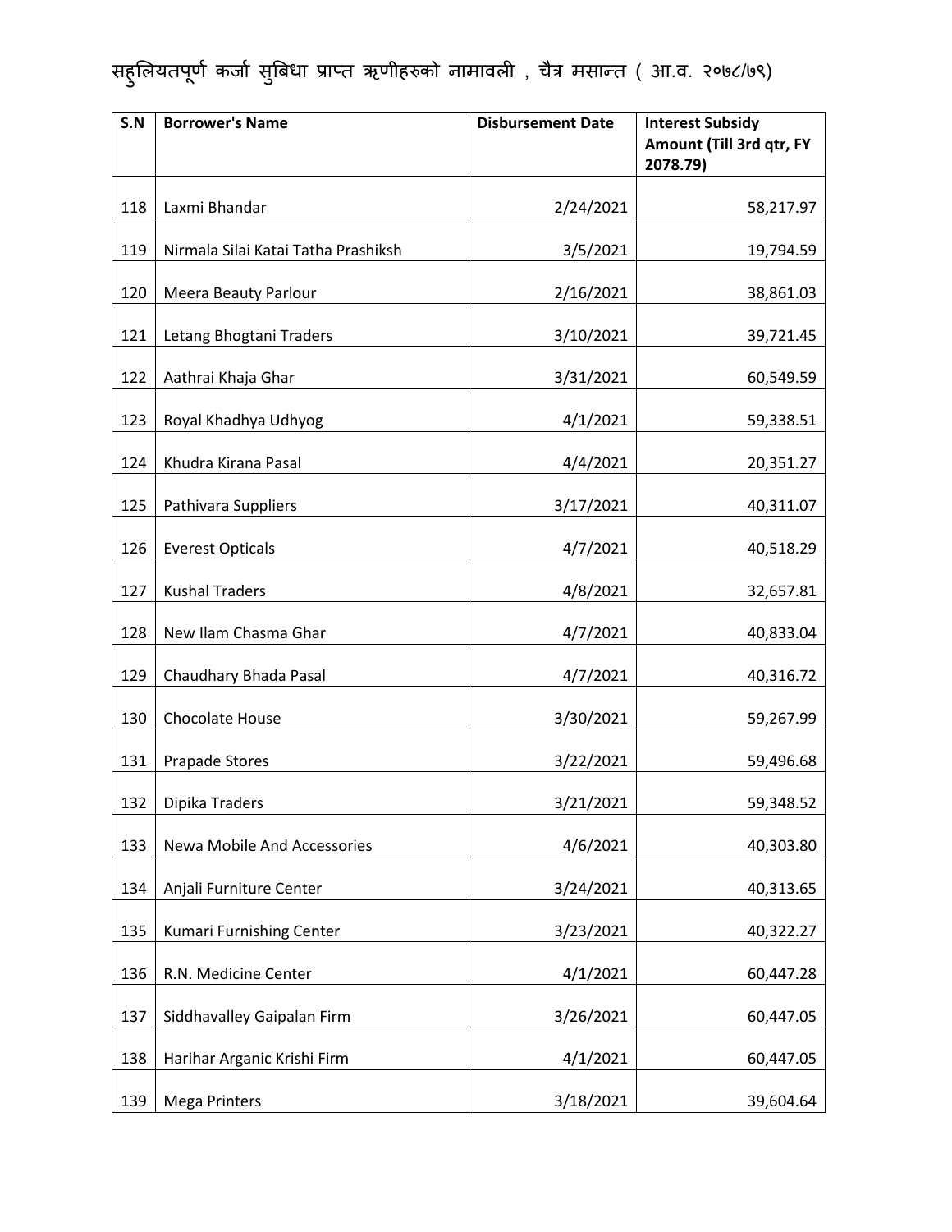सहुलियतपूर्ण कर्जा सुबिधा प्राप्त ऋणीहरुको नामावली , चैत्र मसान्त ( आ.व. २०७८/७९)

| S.N | Borrower's Name | Disbursement Date | Interest Subsidy Amount (Till 3rd qtr, FY 2078.79) |
|---|---|---|---|
| 118 | Laxmi Bhandar | 2/24/2021 | 58,217.97 |
| 119 | Nirmala Silai Katai Tatha Prashiksh | 3/5/2021 | 19,794.59 |
| 120 | Meera Beauty Parlour | 2/16/2021 | 38,861.03 |
| 121 | Letang Bhogtani Traders | 3/10/2021 | 39,721.45 |
| 122 | Aathrai Khaja Ghar | 3/31/2021 | 60,549.59 |
| 123 | Royal Khadhya Udhyog | 4/1/2021 | 59,338.51 |
| 124 | Khudra Kirana Pasal | 4/4/2021 | 20,351.27 |
| 125 | Pathivara Suppliers | 3/17/2021 | 40,311.07 |
| 126 | Everest Opticals | 4/7/2021 | 40,518.29 |
| 127 | Kushal Traders | 4/8/2021 | 32,657.81 |
| 128 | New Ilam Chasma Ghar | 4/7/2021 | 40,833.04 |
| 129 | Chaudhary Bhada Pasal | 4/7/2021 | 40,316.72 |
| 130 | Chocolate House | 3/30/2021 | 59,267.99 |
| 131 | Prapade Stores | 3/22/2021 | 59,496.68 |
| 132 | Dipika Traders | 3/21/2021 | 59,348.52 |
| 133 | Newa Mobile And Accessories | 4/6/2021 | 40,303.80 |
| 134 | Anjali Furniture Center | 3/24/2021 | 40,313.65 |
| 135 | Kumari Furnishing Center | 3/23/2021 | 40,322.27 |
| 136 | R.N. Medicine Center | 4/1/2021 | 60,447.28 |
| 137 | Siddhavalley Gaipalan Firm | 3/26/2021 | 60,447.05 |
| 138 | Harihar Arganic Krishi Firm | 4/1/2021 | 60,447.05 |
| 139 | Mega Printers | 3/18/2021 | 39,604.64 |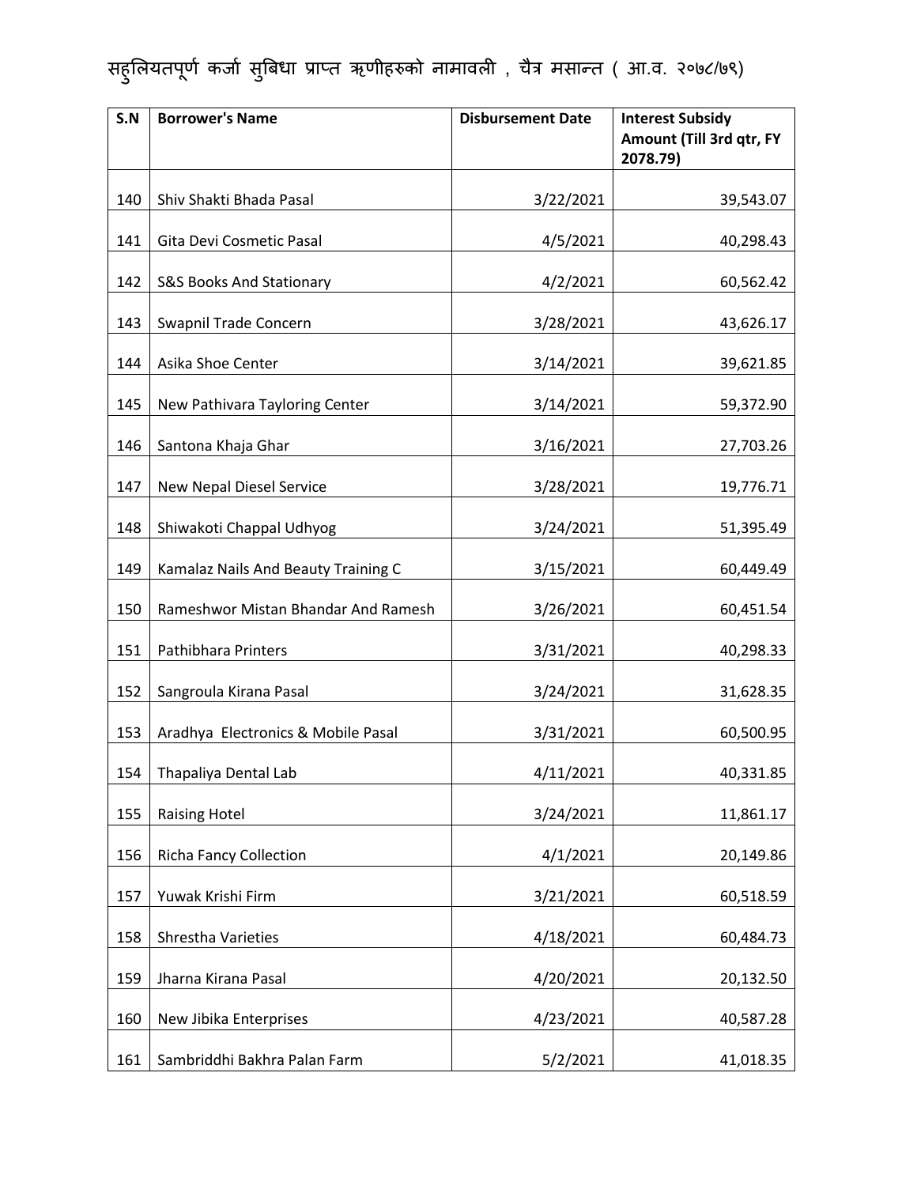सहुलियतपूर्ण कर्जा सुबिधा प्राप्त ऋणीहरुको नामावली , चैत्र मसान्त ( आ.व. २०७८/७९)

| S.N | Borrower's Name | Disbursement Date | Interest Subsidy Amount (Till 3rd qtr, FY 2078.79) |
|---|---|---|---|
| 140 | Shiv Shakti Bhada Pasal | 3/22/2021 | 39,543.07 |
| 141 | Gita Devi Cosmetic Pasal | 4/5/2021 | 40,298.43 |
| 142 | S&S Books And Stationary | 4/2/2021 | 60,562.42 |
| 143 | Swapnil Trade Concern | 3/28/2021 | 43,626.17 |
| 144 | Asika Shoe Center | 3/14/2021 | 39,621.85 |
| 145 | New Pathivara Tayloring Center | 3/14/2021 | 59,372.90 |
| 146 | Santona Khaja Ghar | 3/16/2021 | 27,703.26 |
| 147 | New Nepal Diesel Service | 3/28/2021 | 19,776.71 |
| 148 | Shiwakoti Chappal Udhyog | 3/24/2021 | 51,395.49 |
| 149 | Kamalaz Nails And Beauty Training C | 3/15/2021 | 60,449.49 |
| 150 | Rameshwor Mistan Bhandar And Ramesh | 3/26/2021 | 60,451.54 |
| 151 | Pathibhara Printers | 3/31/2021 | 40,298.33 |
| 152 | Sangroula Kirana Pasal | 3/24/2021 | 31,628.35 |
| 153 | Aradhya Electronics & Mobile Pasal | 3/31/2021 | 60,500.95 |
| 154 | Thapaliya Dental Lab | 4/11/2021 | 40,331.85 |
| 155 | Raising Hotel | 3/24/2021 | 11,861.17 |
| 156 | Richa Fancy Collection | 4/1/2021 | 20,149.86 |
| 157 | Yuwak Krishi Firm | 3/21/2021 | 60,518.59 |
| 158 | Shrestha Varieties | 4/18/2021 | 60,484.73 |
| 159 | Jharna Kirana Pasal | 4/20/2021 | 20,132.50 |
| 160 | New Jibika Enterprises | 4/23/2021 | 40,587.28 |
| 161 | Sambriddhi Bakhra Palan Farm | 5/2/2021 | 41,018.35 |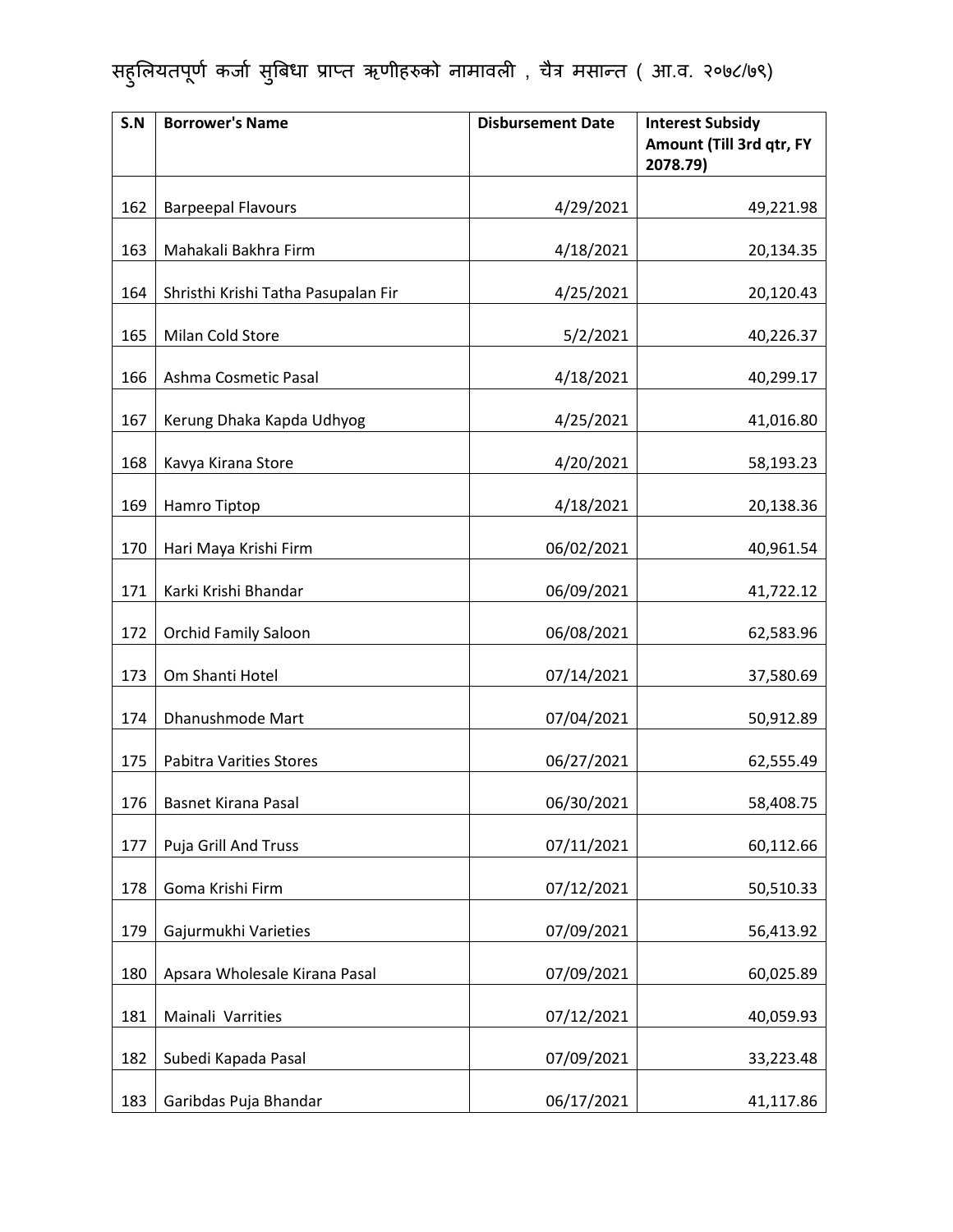सहुलियतपूर्ण कर्जा सुबिधा प्राप्त ऋणीहरुको नामावली , चैत्र मसान्त ( आ.व. २०७८/७९)

| S.N | Borrower's Name | Disbursement Date | Interest Subsidy Amount (Till 3rd qtr, FY 2078.79) |
|---|---|---|---|
| 162 | Barpeepal Flavours | 4/29/2021 | 49,221.98 |
| 163 | Mahakali Bakhra Firm | 4/18/2021 | 20,134.35 |
| 164 | Shristhi Krishi Tatha Pasupalan Fir | 4/25/2021 | 20,120.43 |
| 165 | Milan Cold Store | 5/2/2021 | 40,226.37 |
| 166 | Ashma Cosmetic Pasal | 4/18/2021 | 40,299.17 |
| 167 | Kerung Dhaka Kapda Udhyog | 4/25/2021 | 41,016.80 |
| 168 | Kavya Kirana Store | 4/20/2021 | 58,193.23 |
| 169 | Hamro Tiptop | 4/18/2021 | 20,138.36 |
| 170 | Hari Maya Krishi Firm | 06/02/2021 | 40,961.54 |
| 171 | Karki Krishi Bhandar | 06/09/2021 | 41,722.12 |
| 172 | Orchid Family Saloon | 06/08/2021 | 62,583.96 |
| 173 | Om Shanti Hotel | 07/14/2021 | 37,580.69 |
| 174 | Dhanushmode Mart | 07/04/2021 | 50,912.89 |
| 175 | Pabitra Varities Stores | 06/27/2021 | 62,555.49 |
| 176 | Basnet Kirana Pasal | 06/30/2021 | 58,408.75 |
| 177 | Puja Grill And Truss | 07/11/2021 | 60,112.66 |
| 178 | Goma Krishi Firm | 07/12/2021 | 50,510.33 |
| 179 | Gajurmukhi Varieties | 07/09/2021 | 56,413.92 |
| 180 | Apsara Wholesale Kirana Pasal | 07/09/2021 | 60,025.89 |
| 181 | Mainali Varrities | 07/12/2021 | 40,059.93 |
| 182 | Subedi Kapada Pasal | 07/09/2021 | 33,223.48 |
| 183 | Garibdas Puja Bhandar | 06/17/2021 | 41,117.86 |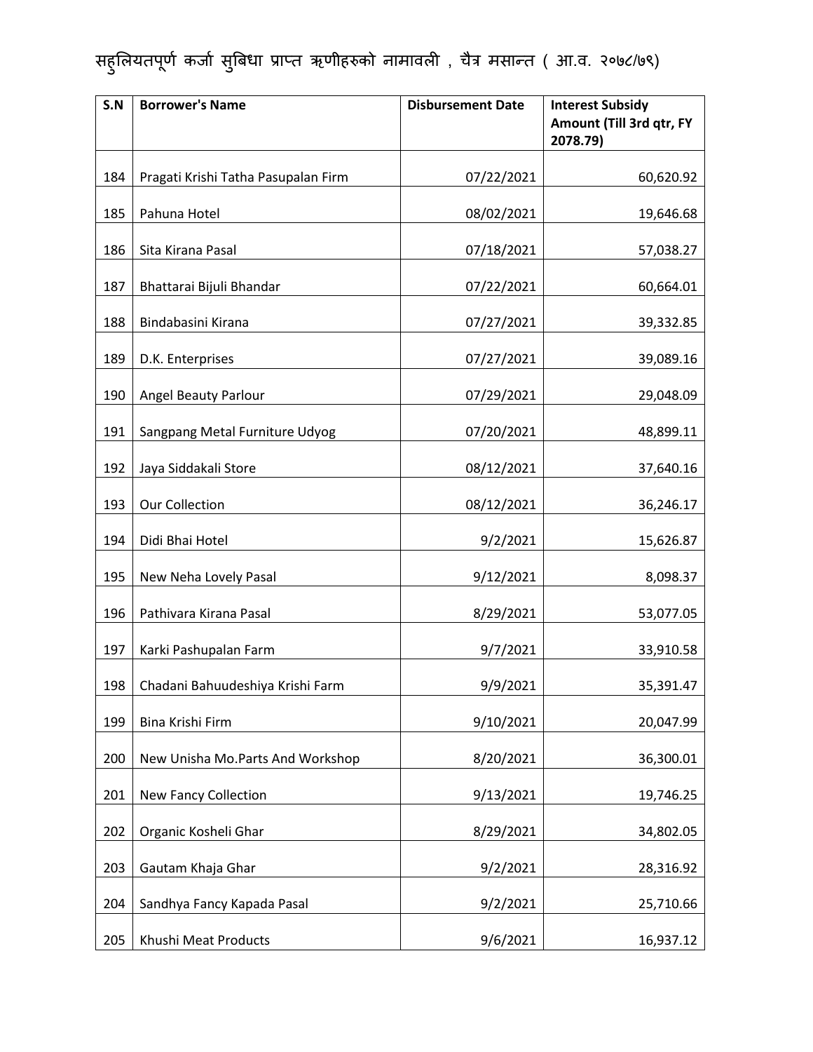सहुलियतपूर्ण कर्जा सुबिधा प्राप्त ऋणीहरुको नामावली , चैत्र मसान्त ( आ.व. २०७८/७९)

| S.N | Borrower's Name | Disbursement Date | Interest Subsidy Amount (Till 3rd qtr, FY 2078.79) |
|---|---|---|---|
| 184 | Pragati Krishi Tatha Pasupalan Firm | 07/22/2021 | 60,620.92 |
| 185 | Pahuna Hotel | 08/02/2021 | 19,646.68 |
| 186 | Sita Kirana Pasal | 07/18/2021 | 57,038.27 |
| 187 | Bhattarai Bijuli Bhandar | 07/22/2021 | 60,664.01 |
| 188 | Bindabasini Kirana | 07/27/2021 | 39,332.85 |
| 189 | D.K. Enterprises | 07/27/2021 | 39,089.16 |
| 190 | Angel Beauty Parlour | 07/29/2021 | 29,048.09 |
| 191 | Sangpang Metal Furniture Udyog | 07/20/2021 | 48,899.11 |
| 192 | Jaya Siddakali Store | 08/12/2021 | 37,640.16 |
| 193 | Our Collection | 08/12/2021 | 36,246.17 |
| 194 | Didi Bhai Hotel | 9/2/2021 | 15,626.87 |
| 195 | New Neha Lovely Pasal | 9/12/2021 | 8,098.37 |
| 196 | Pathivara Kirana Pasal | 8/29/2021 | 53,077.05 |
| 197 | Karki Pashupalan Farm | 9/7/2021 | 33,910.58 |
| 198 | Chadani Bahuudeshiya Krishi Farm | 9/9/2021 | 35,391.47 |
| 199 | Bina Krishi Firm | 9/10/2021 | 20,047.99 |
| 200 | New Unisha Mo.Parts And Workshop | 8/20/2021 | 36,300.01 |
| 201 | New Fancy Collection | 9/13/2021 | 19,746.25 |
| 202 | Organic Kosheli Ghar | 8/29/2021 | 34,802.05 |
| 203 | Gautam Khaja Ghar | 9/2/2021 | 28,316.92 |
| 204 | Sandhya Fancy Kapada Pasal | 9/2/2021 | 25,710.66 |
| 205 | Khushi Meat Products | 9/6/2021 | 16,937.12 |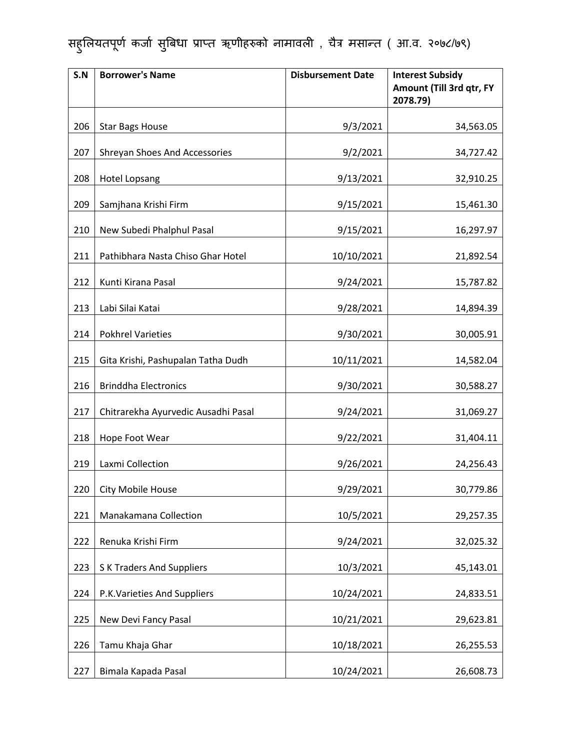सहुलियतपूर्ण कर्जा सुबिधा प्राप्त ऋणीहरुको नामावली , चैत्र मसान्त ( आ.व. २०७८/७९)

| S.N | Borrower's Name | Disbursement Date | Interest Subsidy Amount (Till 3rd qtr, FY 2078.79) |
|---|---|---|---|
| 206 | Star Bags House | 9/3/2021 | 34,563.05 |
| 207 | Shreyan Shoes And Accessories | 9/2/2021 | 34,727.42 |
| 208 | Hotel Lopsang | 9/13/2021 | 32,910.25 |
| 209 | Samjhana Krishi Firm | 9/15/2021 | 15,461.30 |
| 210 | New Subedi Phalphul Pasal | 9/15/2021 | 16,297.97 |
| 211 | Pathibhara Nasta Chiso Ghar Hotel | 10/10/2021 | 21,892.54 |
| 212 | Kunti Kirana Pasal | 9/24/2021 | 15,787.82 |
| 213 | Labi Silai Katai | 9/28/2021 | 14,894.39 |
| 214 | Pokhrel Varieties | 9/30/2021 | 30,005.91 |
| 215 | Gita Krishi, Pashupalan Tatha Dudh | 10/11/2021 | 14,582.04 |
| 216 | Brinddha Electronics | 9/30/2021 | 30,588.27 |
| 217 | Chitrarekha Ayurvedic Ausadhi Pasal | 9/24/2021 | 31,069.27 |
| 218 | Hope Foot Wear | 9/22/2021 | 31,404.11 |
| 219 | Laxmi Collection | 9/26/2021 | 24,256.43 |
| 220 | City Mobile House | 9/29/2021 | 30,779.86 |
| 221 | Manakamana Collection | 10/5/2021 | 29,257.35 |
| 222 | Renuka Krishi Firm | 9/24/2021 | 32,025.32 |
| 223 | S K Traders And Suppliers | 10/3/2021 | 45,143.01 |
| 224 | P.K.Varieties And Suppliers | 10/24/2021 | 24,833.51 |
| 225 | New Devi Fancy Pasal | 10/21/2021 | 29,623.81 |
| 226 | Tamu Khaja Ghar | 10/18/2021 | 26,255.53 |
| 227 | Bimala Kapada Pasal | 10/24/2021 | 26,608.73 |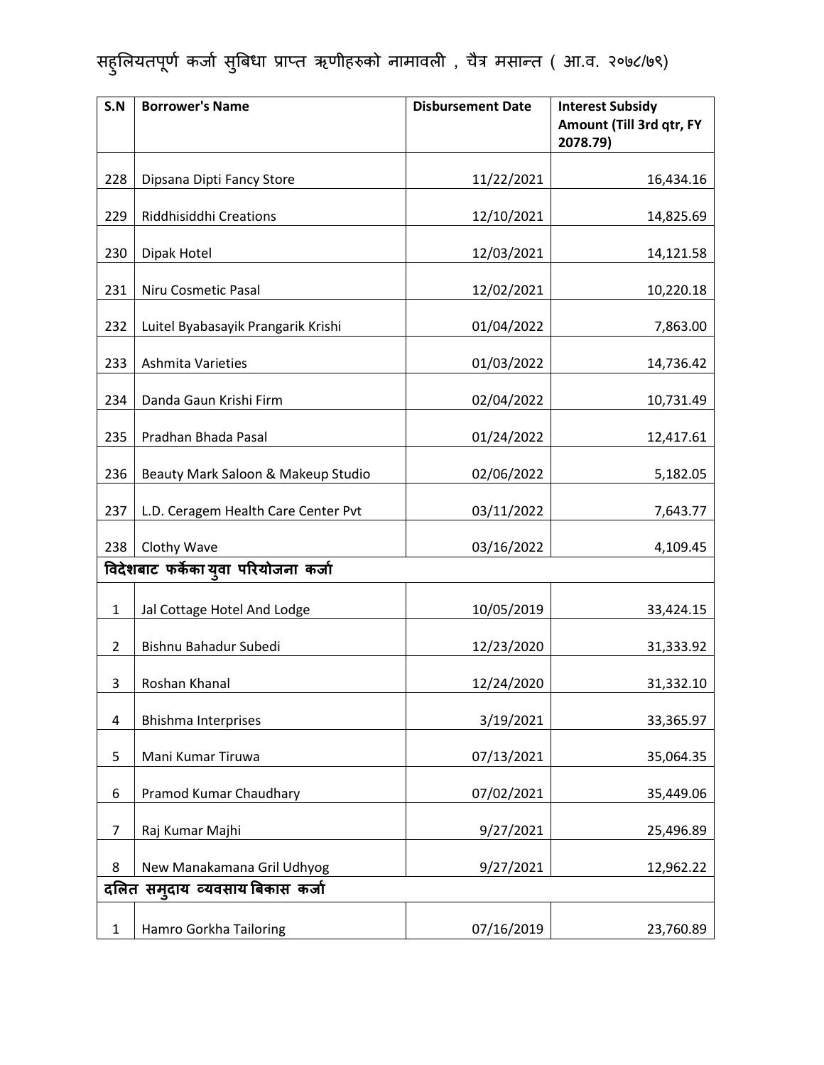सहुलियतपूर्ण कर्जा सुबिधा प्राप्त ऋणीहरुको नामावली , चैत्र मसान्त ( आ.व. २०७८/७९)

| S.N | Borrower's Name | Disbursement Date | Interest Subsidy Amount (Till 3rd qtr, FY 2078.79) |
|---|---|---|---|
| 228 | Dipsana Dipti Fancy Store | 11/22/2021 | 16,434.16 |
| 229 | Riddhisiddhi Creations | 12/10/2021 | 14,825.69 |
| 230 | Dipak Hotel | 12/03/2021 | 14,121.58 |
| 231 | Niru Cosmetic Pasal | 12/02/2021 | 10,220.18 |
| 232 | Luitel Byabasayik Prangarik Krishi | 01/04/2022 | 7,863.00 |
| 233 | Ashmita Varieties | 01/03/2022 | 14,736.42 |
| 234 | Danda Gaun Krishi Firm | 02/04/2022 | 10,731.49 |
| 235 | Pradhan Bhada Pasal | 01/24/2022 | 12,417.61 |
| 236 | Beauty Mark Saloon & Makeup Studio | 02/06/2022 | 5,182.05 |
| 237 | L.D. Ceragem Health Care Center Pvt | 03/11/2022 | 7,643.77 |
| 238 | Clothy Wave | 03/16/2022 | 4,109.45 |
| **विदेशबाट फर्केका युवा परियोजना कर्जा** | | | |
| 1 | Jal Cottage Hotel And Lodge | 10/05/2019 | 33,424.15 |
| 2 | Bishnu Bahadur Subedi | 12/23/2020 | 31,333.92 |
| 3 | Roshan Khanal | 12/24/2020 | 31,332.10 |
| 4 | Bhishma Interprises | 3/19/2021 | 33,365.97 |
| 5 | Mani Kumar Tiruwa | 07/13/2021 | 35,064.35 |
| 6 | Pramod Kumar Chaudhary | 07/02/2021 | 35,449.06 |
| 7 | Raj Kumar Majhi | 9/27/2021 | 25,496.89 |
| 8 | New Manakamana Gril Udhyog | 9/27/2021 | 12,962.22 |
| **दलित समुदाय व्यवसाय बिकास कर्जा** | | | |
| 1 | Hamro Gorkha Tailoring | 07/16/2019 | 23,760.89 |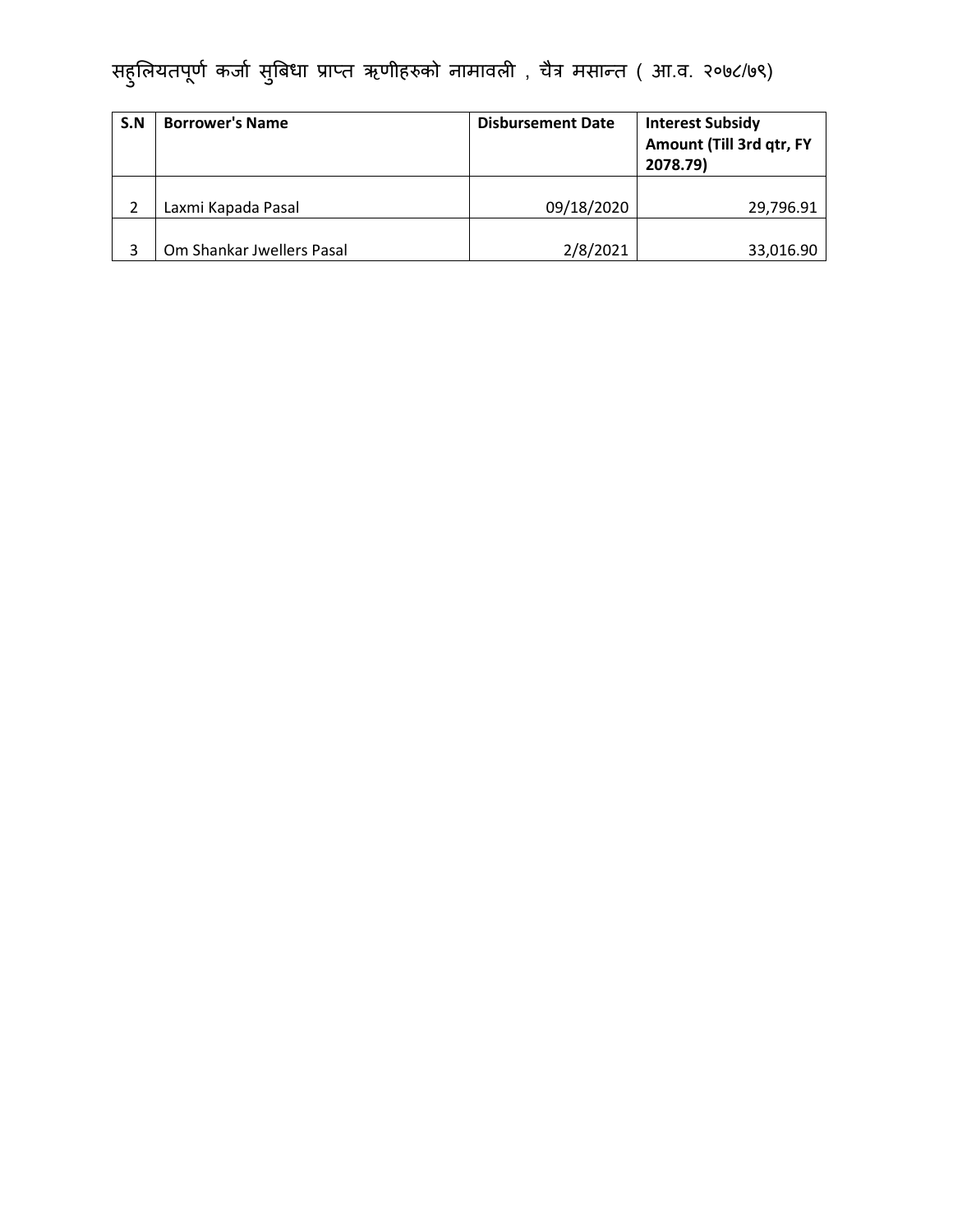सहुलियतपूर्ण कर्जा सुबिधा प्राप्त ऋणीहरुको नामावली , चैत्र मसान्त ( आ.व. २०७८/७९)

| S.N | Borrower's Name | Disbursement Date | Interest Subsidy Amount (Till 3rd qtr, FY 2078.79) |
|---|---|---|---|
| 2 | Laxmi Kapada Pasal | 09/18/2020 | 29,796.91 |
| 3 | Om Shankar Jwellers Pasal | 2/8/2021 | 33,016.90 |